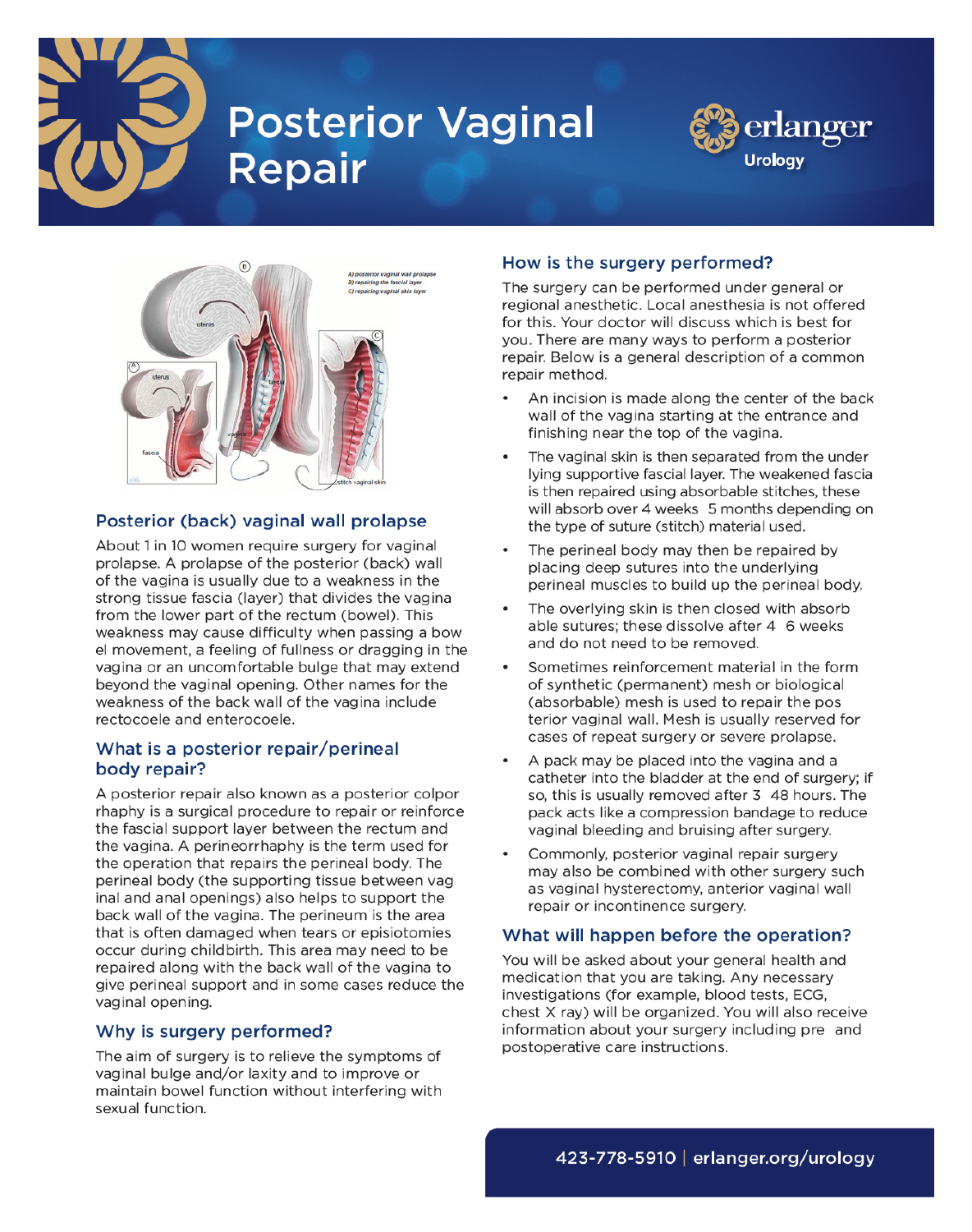# Posterior Vaginal Repair

erlanger Urology

## Posterior (back) vaginal wall prolapse

About 1 in 10 women require surgery for vaginal prolapse. A prolapse of the posterior (back) wall of the vagina is usually due to a weakness in the strong tissue fascia (layer) that divides the vagina from the lower part of the rectum (bowel). This weakness may cause difficulty when passing a bowel movement, a feeling of fullness or dragging in the vagina or an uncomfortable bulge that may extend beyond the vaginal opening. Other names for the weakness of the back wall of the vagina include rectocoele and enterocoele.

## What is a posterior repair/perineal body repair?

A posterior repair also known as a posterior colporrhaphy is a surgical procedure to repair or reinforce the fascial support layer between the rectum and the vagina. A perineorrhaphy is the term used for the operation that repairs the perineal body. The perineal body (the supporting tissue between vaginal and anal openings) also helps to support the back wall of the vagina. The perineum is the area that is often damaged when tears or episiotomies occur during childbirth. This area may need to be repaired along with the back wall of the vagina to give perineal support and in some cases reduce the vaginal opening.

## Why is surgery performed?

The aim of surgery is to relieve the symptoms of vaginal bulge and/or laxity and to improve or maintain bowel function without interfering with sexual function.

## How is the surgery performed?

The surgery can be performed under general or regional anesthetic. Local anesthesia is not offered for this. Your doctor will discuss which is best for you. There are many ways to perform a posterior repair. Below is a general description of a common repair method.

- An incision is made along the center of the back wall of the vagina starting at the entrance and finishing near the top of the vagina.
- The vaginal skin is then separated from the under lying supportive fascial layer. The weakened fascia is then repaired using absorbable stitches, these will absorb over 4 weeks 5 months depending on the type of suture (stitch) material used.
- The perineal body may then be repaired by placing deep sutures into the underlying perineal muscles to build up the perineal body.
- The overlying skin is then closed with absorbable sutures; these dissolve after 4 6 weeks and do not need to be removed.
- Sometimes reinforcement material in the form of synthetic (permanent) mesh or biological (absorbable) mesh is used to repair the posterior vaginal wall. Mesh is usually reserved for cases of repeat surgery or severe prolapse.
- A pack may be placed into the vagina and a catheter into the bladder at the end of surgery; if so, this is usually removed after 3 48 hours. The pack acts like a compression bandage to reduce vaginal bleeding and bruising after surgery.
- Commonly, posterior vaginal repair surgery may also be combined with other surgery such as vaginal hysterectomy, anterior vaginal wall repair or incontinence surgery.

## What will happen before the operation?

You will be asked about your general health and medication that you are taking. Any necessary investigations (for example, blood tests, ECG, chest X ray) will be organized. You will also receive information about your surgery including pre and postoperative care instructions.

423-778-5910 | erlanger.org/urology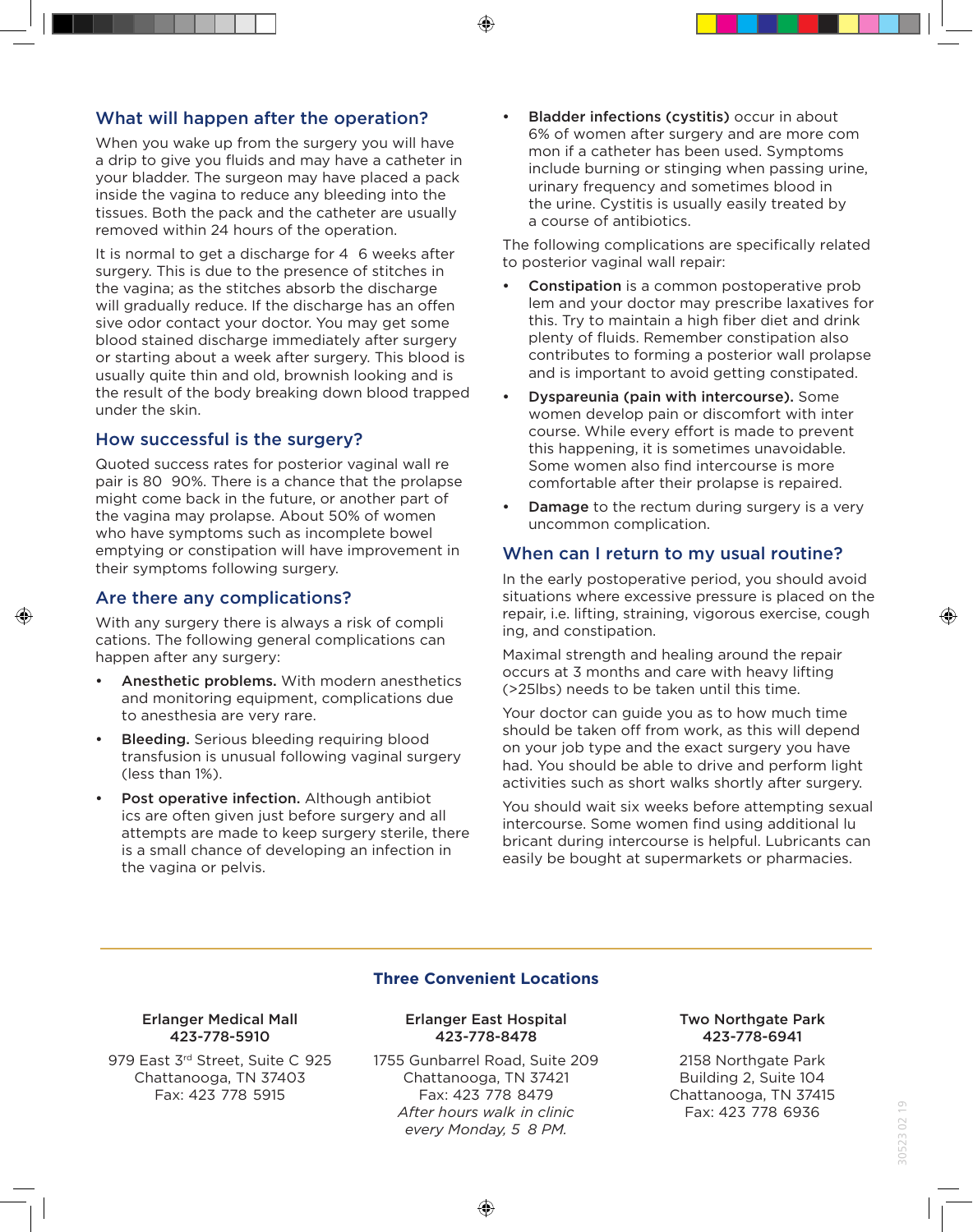## What will happen after the operation?

When you wake up from the surgery you will have a drip to give you fluids and may have a catheter in your bladder. The surgeon may have placed a pack inside the vagina to reduce any bleeding into the tissues. Both the pack and the catheter are usually removed within 24 hours of the operation.

It is normal to get a discharge for 4 6 weeks after surgery. This is due to the presence of stitches in the vagina; as the stitches absorb the discharge will gradually reduce. If the discharge has an offensive odor contact your doctor. You may get some blood stained discharge immediately after surgery or starting about a week after surgery. This blood is usually quite thin and old, brownish looking and is the result of the body breaking down blood trapped under the skin.

## How successful is the surgery?

Quoted success rates for posterior vaginal wall repair is 80 90%. There is a chance that the prolapse might come back in the future, or another part of the vagina may prolapse. About 50% of women who have symptoms such as incomplete bowel emptying or constipation will have improvement in their symptoms following surgery.

## Are there any complications?

With any surgery there is always a risk of complications. The following general complications can happen after any surgery:

- **Anesthetic problems.** With modern anesthetics and monitoring equipment, complications due to anesthesia are very rare.
- **Bleeding.** Serious bleeding requiring blood transfusion is unusual following vaginal surgery (less than 1%).
- **Post operative infection.** Although antibiotics are often given just before surgery and all attempts are made to keep surgery sterile, there is a small chance of developing an infection in the vagina or pelvis.
- **Bladder infections (cystitis)** occur in about 6% of women after surgery and are more common if a catheter has been used. Symptoms include burning or stinging when passing urine, urinary frequency and sometimes blood in the urine. Cystitis is usually easily treated by a course of antibiotics.

The following complications are specifically related to posterior vaginal wall repair:

- **Constipation** is a common postoperative problem and your doctor may prescribe laxatives for this. Try to maintain a high fiber diet and drink plenty of fluids. Remember constipation also contributes to forming a posterior wall prolapse and is important to avoid getting constipated.
- **Dyspareunia (pain with intercourse).** Some women develop pain or discomfort with intercourse. While every effort is made to prevent this happening, it is sometimes unavoidable. Some women also find intercourse is more comfortable after their prolapse is repaired.
- **Damage** to the rectum during surgery is a very uncommon complication.

## When can I return to my usual routine?

In the early postoperative period, you should avoid situations where excessive pressure is placed on the repair, i.e. lifting, straining, vigorous exercise, coughing, and constipation.

Maximal strength and healing around the repair occurs at 3 months and care with heavy lifting (>25lbs) needs to be taken until this time.

Your doctor can guide you as to how much time should be taken off from work, as this will depend on your job type and the exact surgery you have had. You should be able to drive and perform light activities such as short walks shortly after surgery.

You should wait six weeks before attempting sexual intercourse. Some women find using additional lubricant during intercourse is helpful. Lubricants can easily be bought at supermarkets or pharmacies.

---

### Three Convenient Locations

**Erlanger Medical Mall**
**423-778-5910**

979 East 3rd Street, Suite C 925
Chattanooga, TN 37403
Fax: 423 778 5915

**Erlanger East Hospital**
**423-778-8478**

1755 Gunbarrel Road, Suite 209
Chattanooga, TN 37421
Fax: 423 778 8479
*After hours walk in clinic every Monday, 5 8 PM.*

**Two Northgate Park**
**423-778-6941**

2158 Northgate Park
Building 2, Suite 104
Chattanooga, TN 37415
Fax: 423 778 6936

30523 02 19